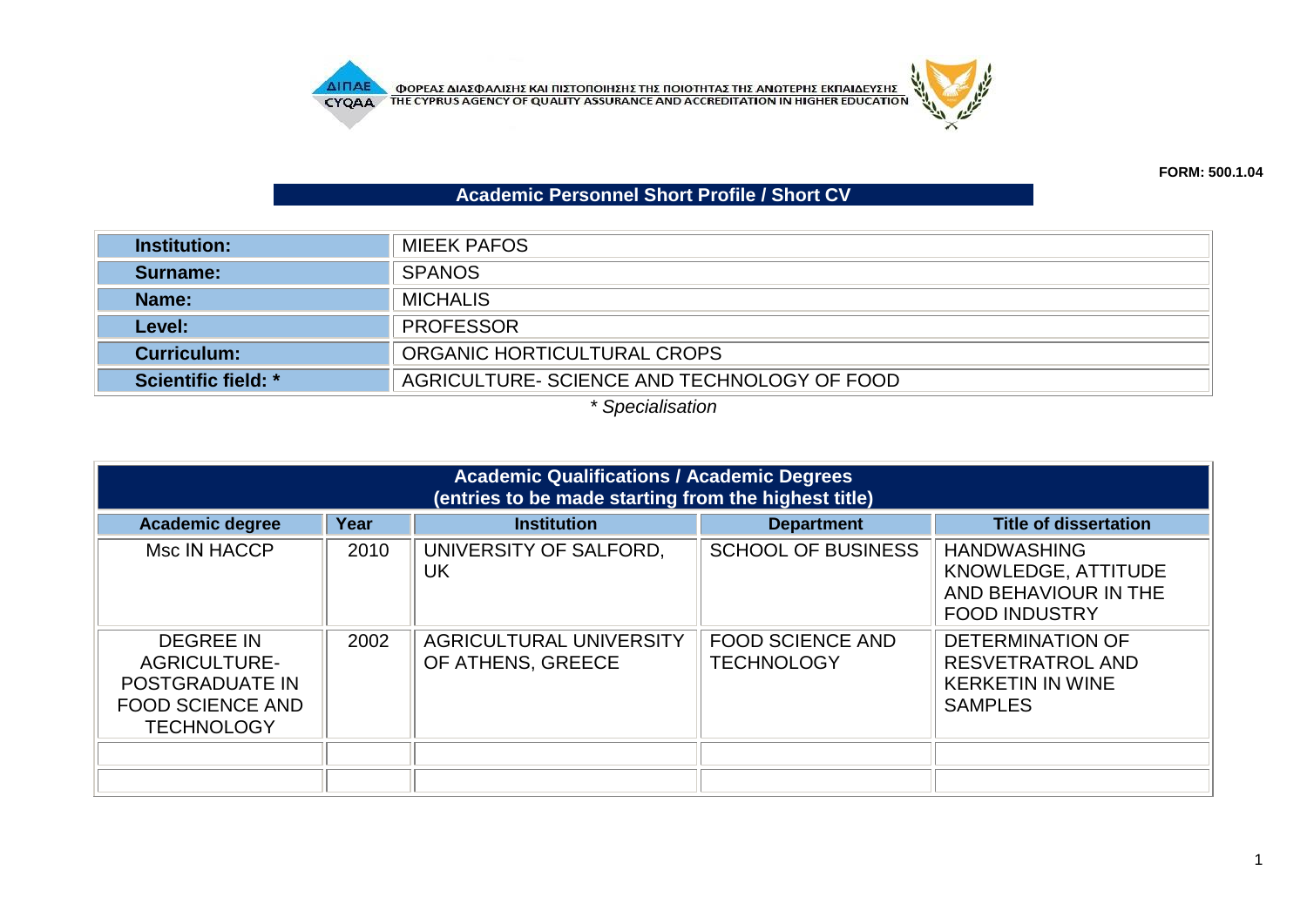ΦΟΡΕΑΣ ΔΙΑΣΦΑΛΙΣΗΣ ΚΑΙ ΠΙΣΤΟΠΟΙΗΣΗΣ ΤΗΣ ΠΟΙΟΤΗΤΑΣ ΤΗΣ ΑΝΩΤΕΡΗΣ ΕΚΠΑΙΔΕΥΣΗΣ
THE CYPRUS AGENCY OF QUALITY ASSURANCE AND ACCREDITATION IN HIGHER EDUCATION

**FORM: 500.1.04**

## Academic Personnel Short Profile / Short CV

| | |
|---|---|
| **Institution:** | MIEEK PAFOS |
| **Surname:** | SPANOS |
| **Name:** | MICHALIS |
| **Level:** | PROFESSOR |
| **Curriculum:** | ORGANIC HORTICULTURAL CROPS |
| **Scientific field: *** | AGRICULTURE- SCIENCE AND TECHNOLOGY OF FOOD |

*\* Specialisation*

**Academic Qualifications / Academic Degrees (entries to be made starting from the highest title)**

| Academic degree | Year | Institution | Department | Title of dissertation |
|---|---|---|---|---|
| Msc IN HACCP | 2010 | UNIVERSITY OF SALFORD, UK | SCHOOL OF BUSINESS | HANDWASHING KNOWLEDGE, ATTITUDE AND BEHAVIOUR IN THE FOOD INDUSTRY |
| DEGREE IN AGRICULTURE- POSTGRADUATE IN FOOD SCIENCE AND TECHNOLOGY | 2002 | AGRICULTURAL UNIVERSITY OF ATHENS, GREECE | FOOD SCIENCE AND TECHNOLOGY | DETERMINATION OF RESVETRATROL AND KERKETIN IN WINE SAMPLES |
| | | | | |
| | | | | |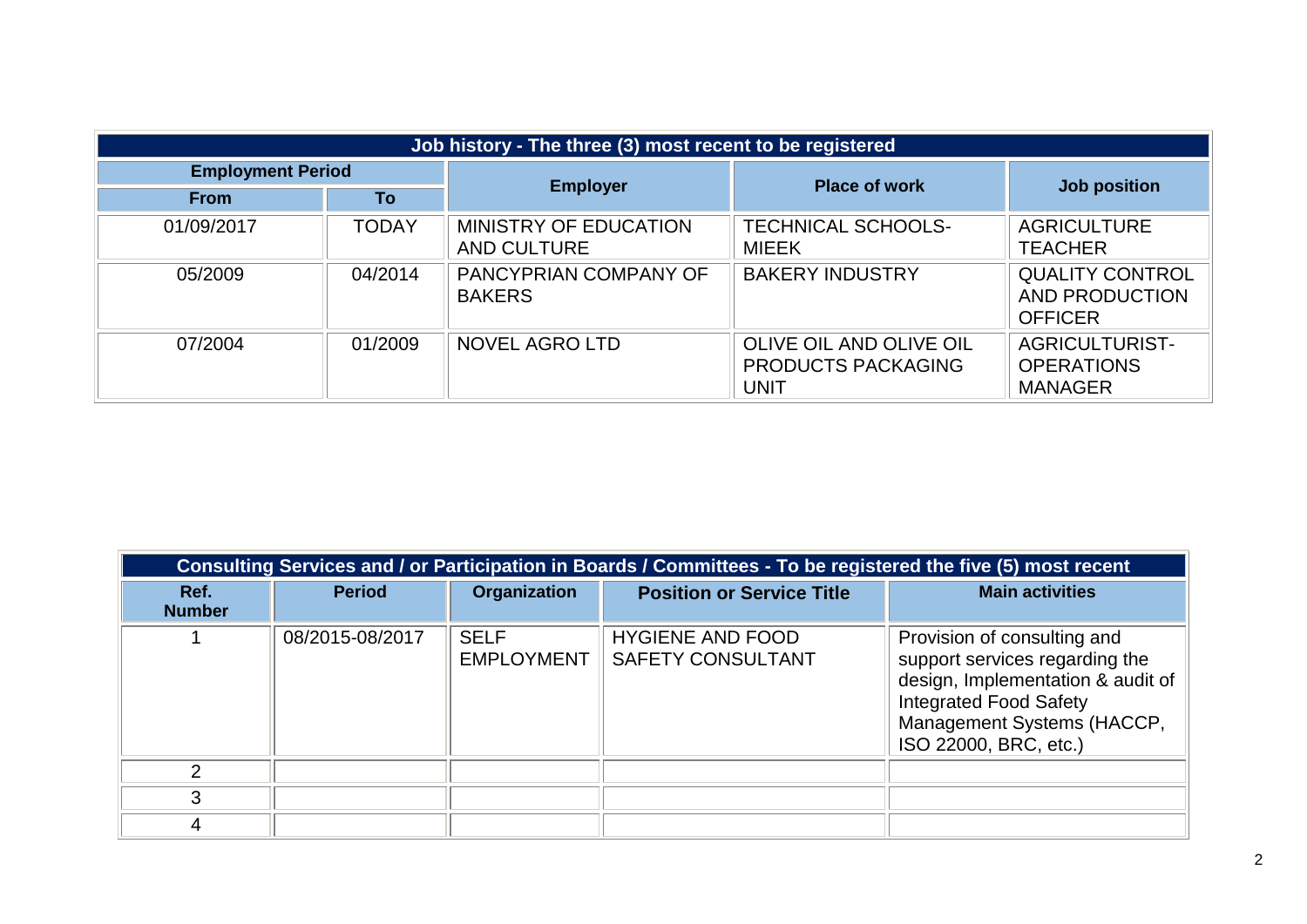| Job history - The three (3) most recent to be registered | | | | |
|---|---|---|---|---|
| **Employment Period** | | **Employer** | **Place of work** | **Job position** |
| **From** | **To** | | | |
| 01/09/2017 | TODAY | MINISTRY OF EDUCATION AND CULTURE | TECHNICAL SCHOOLS-MIEEK | AGRICULTURE TEACHER |
| 05/2009 | 04/2014 | PANCYPRIAN COMPANY OF BAKERS | BAKERY INDUSTRY | QUALITY CONTROL AND PRODUCTION OFFICER |
| 07/2004 | 01/2009 | NOVEL AGRO LTD | OLIVE OIL AND OLIVE OIL PRODUCTS PACKAGING UNIT | AGRICULTURIST-OPERATIONS MANAGER |

| Consulting Services and / or Participation in Boards / Committees - To be registered the five (5) most recent | | | | |
|---|---|---|---|---|
| **Ref. Number** | **Period** | **Organization** | **Position or Service Title** | **Main activities** |
| 1 | 08/2015-08/2017 | SELF EMPLOYMENT | HYGIENE AND FOOD SAFETY CONSULTANT | Provision of consulting and support services regarding the design, Implementation & audit of Integrated Food Safety Management Systems (HACCP, ISO 22000, BRC, etc.) |
| 2 | | | | |
| 3 | | | | |
| 4 | | | | |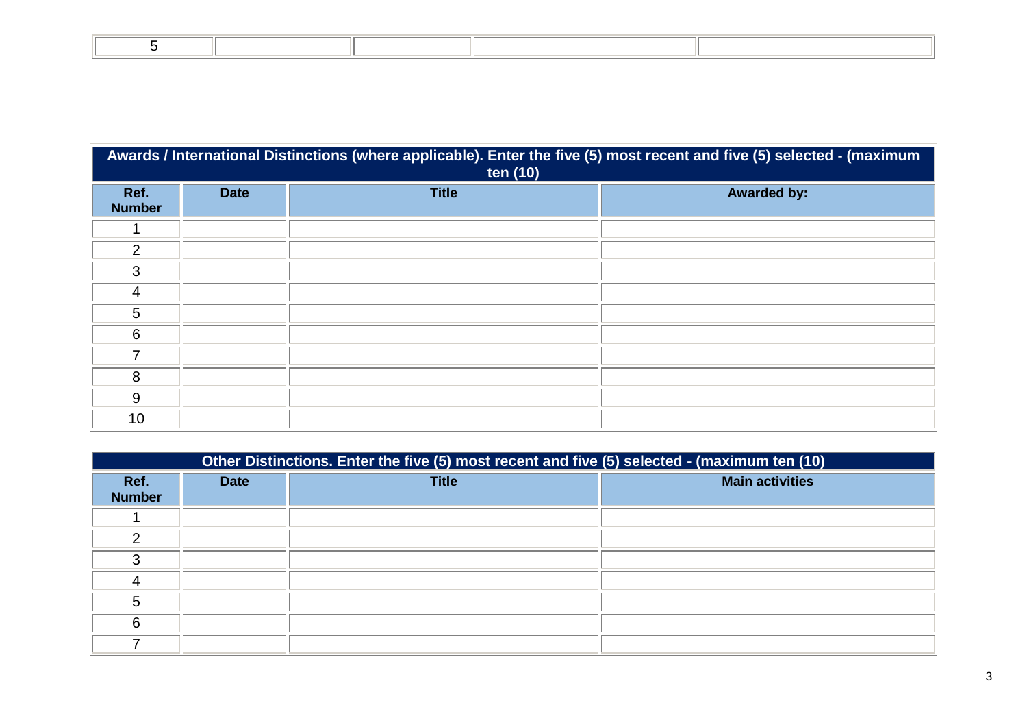| | | | | |
|---|---|---|---|---|
| 5 | | | | |

| Awards / International Distinctions (where applicable). Enter the five (5) most recent and five (5) selected - (maximum ten (10) | | | |
|---|---|---|---|
| **Ref. Number** | **Date** | **Title** | **Awarded by:** |
| 1 | | | |
| 2 | | | |
| 3 | | | |
| 4 | | | |
| 5 | | | |
| 6 | | | |
| 7 | | | |
| 8 | | | |
| 9 | | | |
| 10 | | | |

| Other Distinctions. Enter the five (5) most recent and five (5) selected - (maximum ten (10) | | | |
|---|---|---|---|
| **Ref. Number** | **Date** | **Title** | **Main activities** |
| 1 | | | |
| 2 | | | |
| 3 | | | |
| 4 | | | |
| 5 | | | |
| 6 | | | |
| 7 | | | |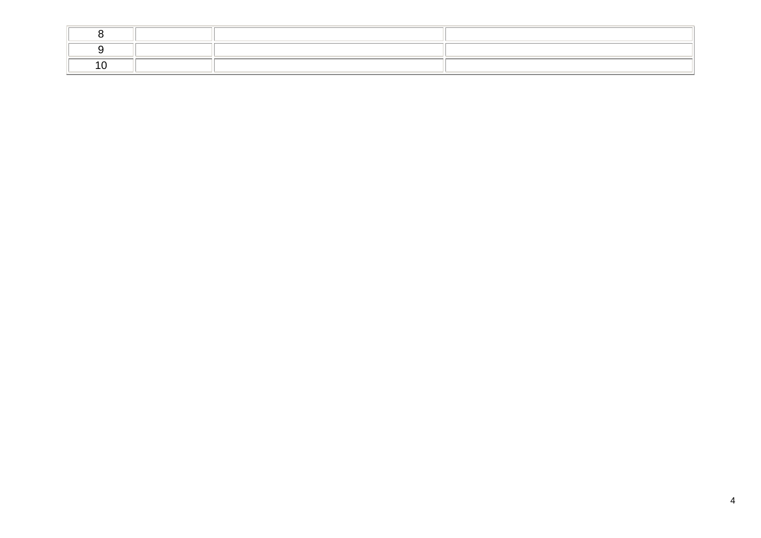| | | | |
|---|---|---|---|
| 8 | | | |
| 9 | | | |
| 10 | | | |